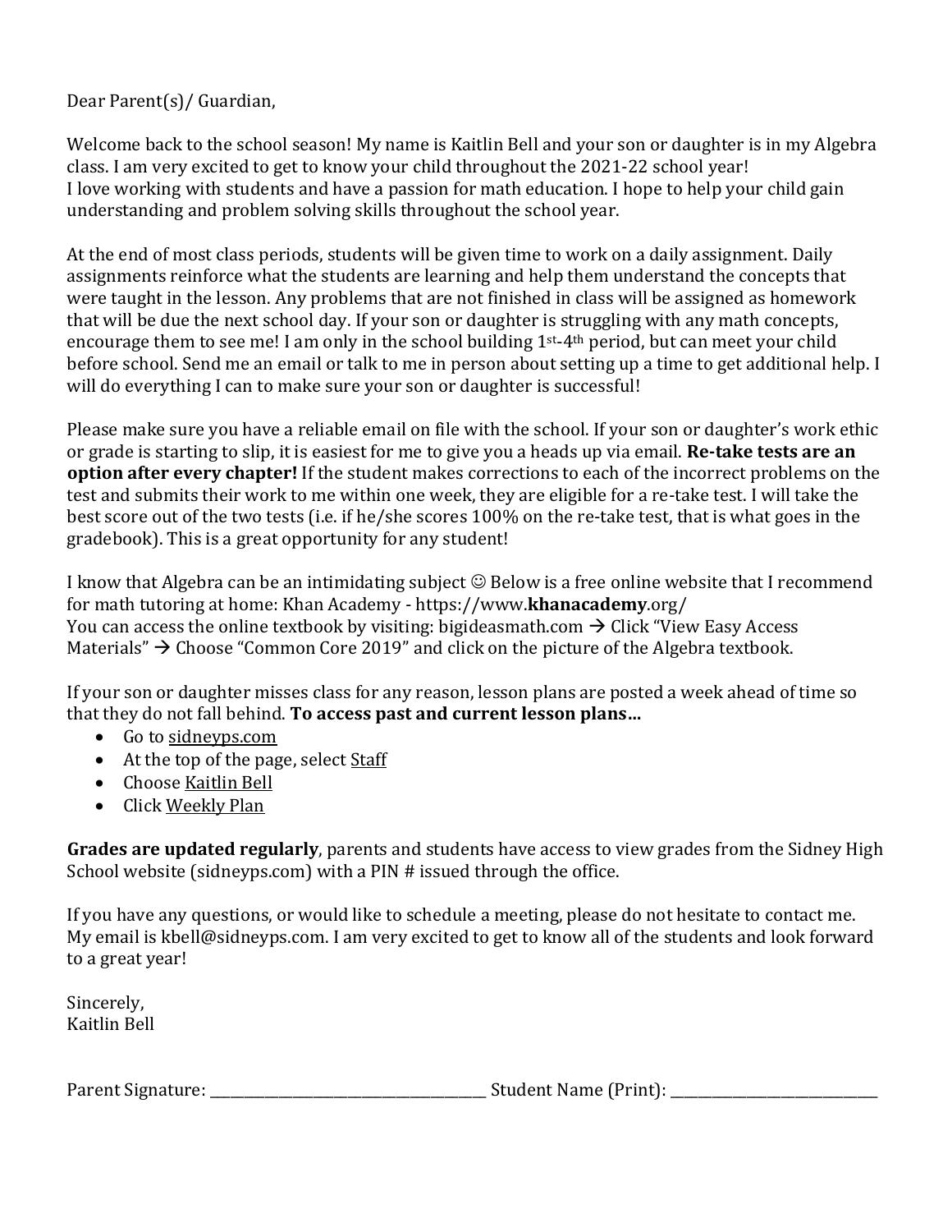Dear Parent(s)/ Guardian,

Welcome back to the school season! My name is Kaitlin Bell and your son or daughter is in my Algebra class. I am very excited to get to know your child throughout the 2021-22 school year!
I love working with students and have a passion for math education. I hope to help your child gain understanding and problem solving skills throughout the school year.

At the end of most class periods, students will be given time to work on a daily assignment. Daily assignments reinforce what the students are learning and help them understand the concepts that were taught in the lesson. Any problems that are not finished in class will be assigned as homework that will be due the next school day. If your son or daughter is struggling with any math concepts, encourage them to see me! I am only in the school building 1st-4th period, but can meet your child before school. Send me an email or talk to me in person about setting up a time to get additional help. I will do everything I can to make sure your son or daughter is successful!

Please make sure you have a reliable email on file with the school. If your son or daughter's work ethic or grade is starting to slip, it is easiest for me to give you a heads up via email. **Re-take tests are an option after every chapter!** If the student makes corrections to each of the incorrect problems on the test and submits their work to me within one week, they are eligible for a re-take test. I will take the best score out of the two tests (i.e. if he/she scores 100% on the re-take test, that is what goes in the gradebook). This is a great opportunity for any student!

I know that Algebra can be an intimidating subject ☺ Below is a free online website that I recommend for math tutoring at home: Khan Academy - https://www.**khanacademy**.org/
You can access the online textbook by visiting: bigideasmath.com → Click "View Easy Access Materials" → Choose "Common Core 2019" and click on the picture of the Algebra textbook.

If your son or daughter misses class for any reason, lesson plans are posted a week ahead of time so that they do not fall behind. **To access past and current lesson plans…**

- Go to sidneyps.com
- At the top of the page, select Staff
- Choose Kaitlin Bell
- Click Weekly Plan

**Grades are updated regularly**, parents and students have access to view grades from the Sidney High School website (sidneyps.com) with a PIN # issued through the office.

If you have any questions, or would like to schedule a meeting, please do not hesitate to contact me. My email is kbell@sidneyps.com. I am very excited to get to know all of the students and look forward to a great year!

Sincerely,
Kaitlin Bell

Parent Signature: ______________________________ Student Name (Print): ______________________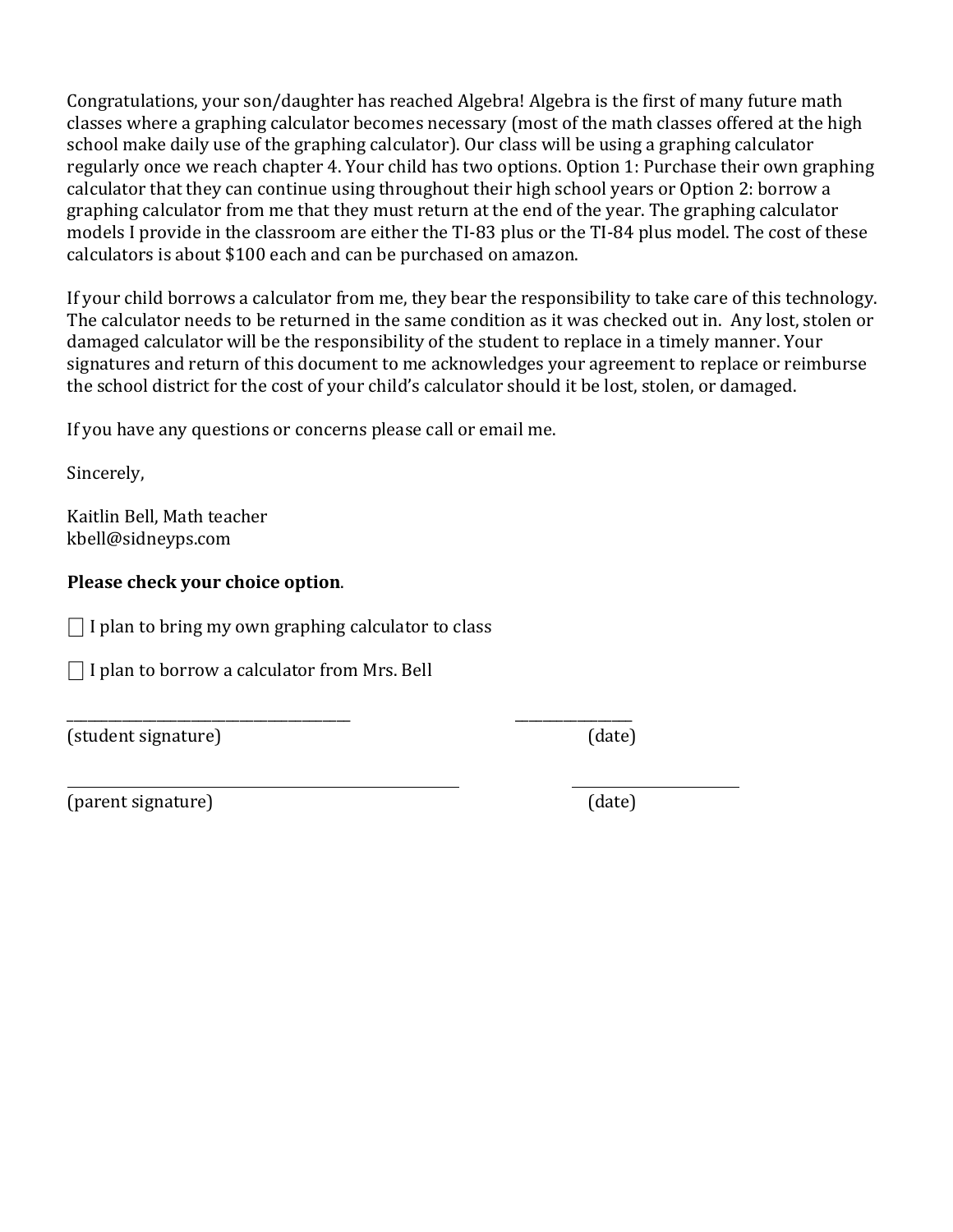Congratulations, your son/daughter has reached Algebra! Algebra is the first of many future math classes where a graphing calculator becomes necessary (most of the math classes offered at the high school make daily use of the graphing calculator). Our class will be using a graphing calculator regularly once we reach chapter 4. Your child has two options. Option 1: Purchase their own graphing calculator that they can continue using throughout their high school years or Option 2: borrow a graphing calculator from me that they must return at the end of the year. The graphing calculator models I provide in the classroom are either the TI-83 plus or the TI-84 plus model. The cost of these calculators is about $100 each and can be purchased on amazon.

If your child borrows a calculator from me, they bear the responsibility to take care of this technology. The calculator needs to be returned in the same condition as it was checked out in. Any lost, stolen or damaged calculator will be the responsibility of the student to replace in a timely manner. Your signatures and return of this document to me acknowledges your agreement to replace or reimburse the school district for the cost of your child's calculator should it be lost, stolen, or damaged.

If you have any questions or concerns please call or email me.

Sincerely,

Kaitlin Bell, Math teacher
kbell@sidneyps.com

**Please check your choice option**.

☐ I plan to bring my own graphing calculator to class

☐ I plan to borrow a calculator from Mrs. Bell

_______________________________________ _______________
(student signature) (date)

_______________________________________ _______________
(parent signature) (date)